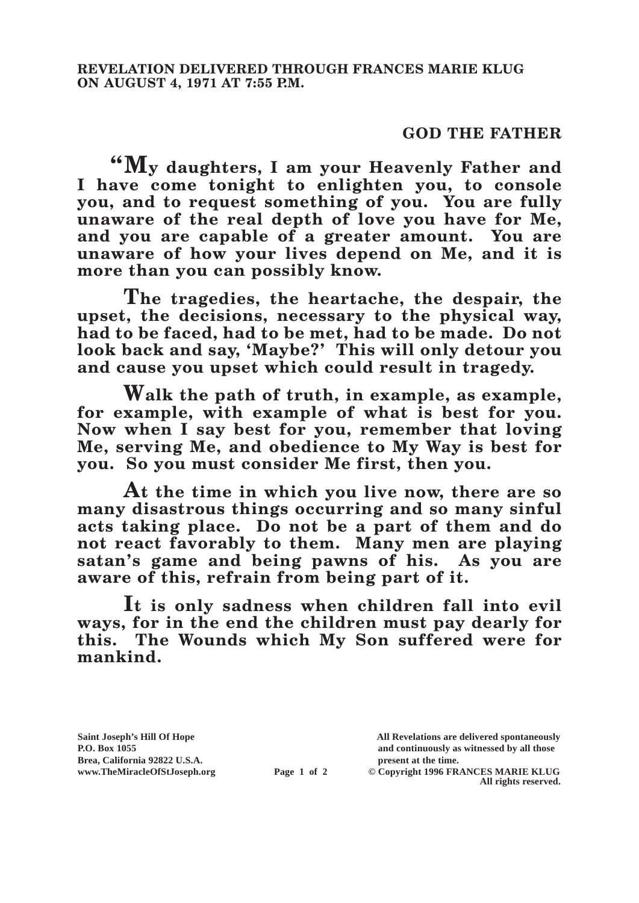**REVELATION DELIVERED THROUGH FRANCES MARIE KLUG ON AUGUST 4, 1971 AT 7:55 P.M.**

## GOD THE FATHER

**"My daughters, I am your Heavenly Father and I have come tonight to enlighten you, to console you, and to request something of you. You are fully unaware of the real depth of love you have for Me, and you are capable of a greater amount. You are unaware of how your lives depend on Me, and it is more than you can possibly know.**

**The tragedies, the heartache, the despair, the upset, the decisions, necessary to the physical way, had to be faced, had to be met, had to be made. Do not look back and say, 'Maybe?' This will only detour you and cause you upset which could result in tragedy.**

**Walk the path of truth, in example, as example, for example, with example of what is best for you. Now when I say best for you, remember that loving Me, serving Me, and obedience to My Way is best for you. So you must consider Me first, then you.**

**At the time in which you live now, there are so many disastrous things occurring and so many sinful acts taking place. Do not be a part of them and do not react favorably to them. Many men are playing satan's game and being pawns of his. As you are aware of this, refrain from being part of it.**

**It is only sadness when children fall into evil ways, for in the end the children must pay dearly for this. The Wounds which My Son suffered were for mankind.**

Saint Joseph's Hill Of Hope
P.O. Box 1055
Brea, California 92822 U.S.A.
www.TheMiracleOfStJoseph.org

All Revelations are delivered spontaneously and continuously as witnessed by all those present at the time.
© Copyright 1996 FRANCES MARIE KLUG
All rights reserved.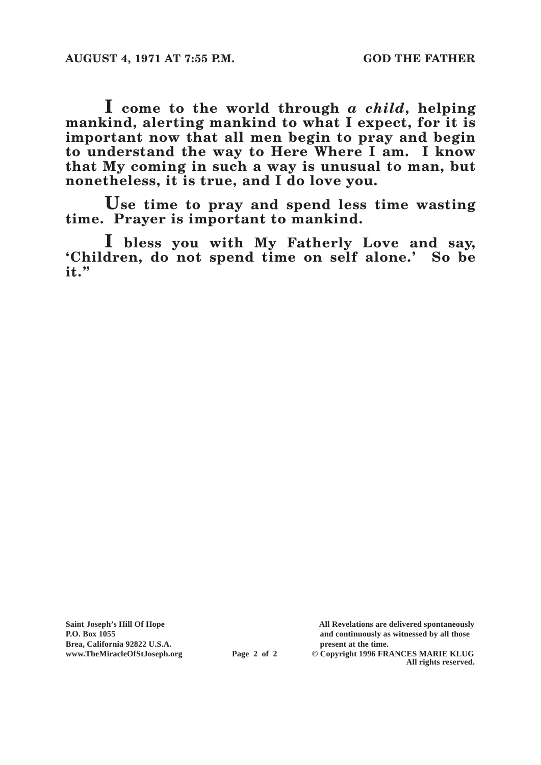**I come to the world through *a child*, helping mankind, alerting mankind to what I expect, for it is important now that all men begin to pray and begin to understand the way to Here Where I am. I know that My coming in such a way is unusual to man, but nonetheless, it is true, and I do love you.**

**Use time to pray and spend less time wasting time. Prayer is important to mankind.**

**I bless you with My Fatherly Love and say, 'Children, do not spend time on self alone.' So be it."**

**Saint Joseph's Hill Of Hope**
**P.O. Box 1055**
**Brea, California 92822 U.S.A.**
**www.TheMiracleOfStJoseph.org**

**All Revelations are delivered spontaneously and continuously as witnessed by all those present at the time.**
**© Copyright 1996 FRANCES MARIE KLUG**
**All rights reserved.**